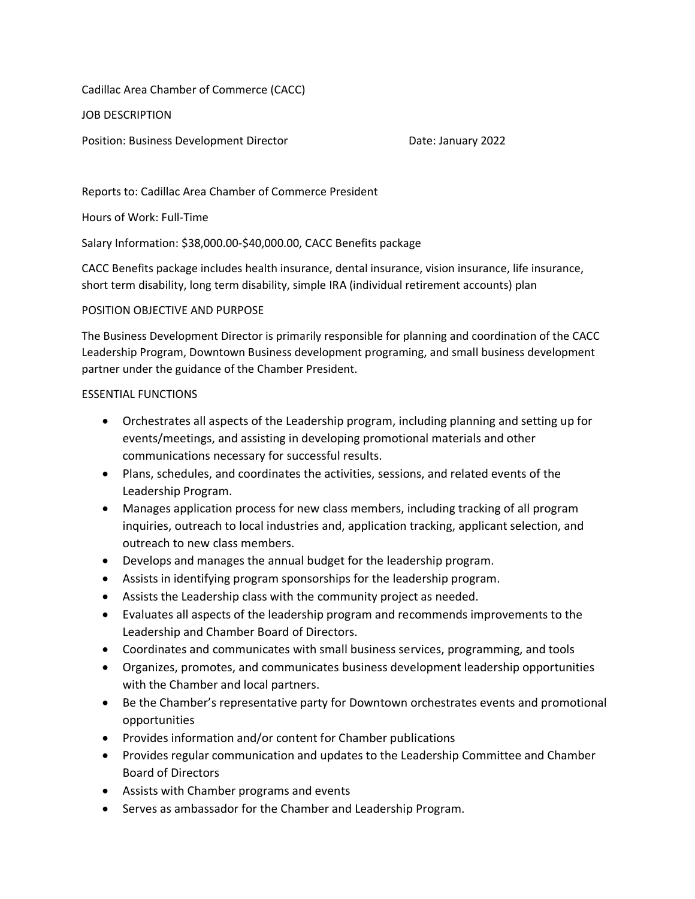Cadillac Area Chamber of Commerce (CACC)

JOB DESCRIPTION

Position: Business Development Director Date: January 2022

Reports to: Cadillac Area Chamber of Commerce President

Hours of Work: Full-Time

Salary Information: $38,000.00-$40,000.00, CACC Benefits package

CACC Benefits package includes health insurance, dental insurance, vision insurance, life insurance, short term disability, long term disability, simple IRA (individual retirement accounts) plan

POSITION OBJECTIVE AND PURPOSE

The Business Development Director is primarily responsible for planning and coordination of the CACC Leadership Program, Downtown Business development programing, and small business development partner under the guidance of the Chamber President.

ESSENTIAL FUNCTIONS

- Orchestrates all aspects of the Leadership program, including planning and setting up for events/meetings, and assisting in developing promotional materials and other communications necessary for successful results.
- Plans, schedules, and coordinates the activities, sessions, and related events of the Leadership Program.
- Manages application process for new class members, including tracking of all program inquiries, outreach to local industries and, application tracking, applicant selection, and outreach to new class members.
- Develops and manages the annual budget for the leadership program.
- Assists in identifying program sponsorships for the leadership program.
- Assists the Leadership class with the community project as needed.
- Evaluates all aspects of the leadership program and recommends improvements to the Leadership and Chamber Board of Directors.
- Coordinates and communicates with small business services, programming, and tools
- Organizes, promotes, and communicates business development leadership opportunities with the Chamber and local partners.
- Be the Chamber's representative party for Downtown orchestrates events and promotional opportunities
- Provides information and/or content for Chamber publications
- Provides regular communication and updates to the Leadership Committee and Chamber Board of Directors
- Assists with Chamber programs and events
- Serves as ambassador for the Chamber and Leadership Program.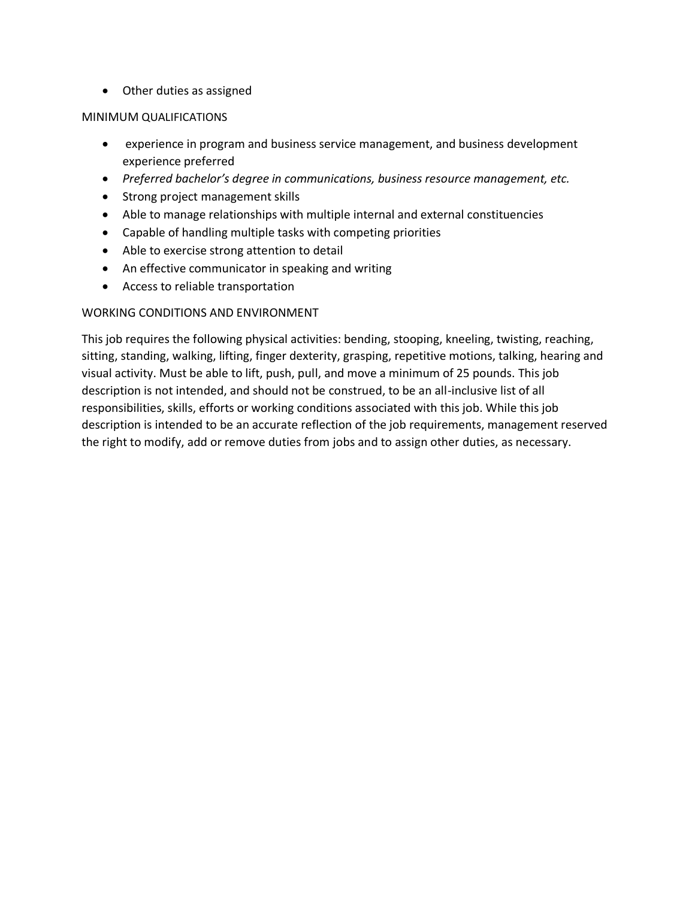- Other duties as assigned

MINIMUM QUALIFICATIONS

- experience in program and business service management, and business development experience preferred
- *Preferred bachelor's degree in communications, business resource management, etc.*
- Strong project management skills
- Able to manage relationships with multiple internal and external constituencies
- Capable of handling multiple tasks with competing priorities
- Able to exercise strong attention to detail
- An effective communicator in speaking and writing
- Access to reliable transportation

WORKING CONDITIONS AND ENVIRONMENT

This job requires the following physical activities: bending, stooping, kneeling, twisting, reaching, sitting, standing, walking, lifting, finger dexterity, grasping, repetitive motions, talking, hearing and visual activity. Must be able to lift, push, pull, and move a minimum of 25 pounds. This job description is not intended, and should not be construed, to be an all-inclusive list of all responsibilities, skills, efforts or working conditions associated with this job. While this job description is intended to be an accurate reflection of the job requirements, management reserved the right to modify, add or remove duties from jobs and to assign other duties, as necessary.